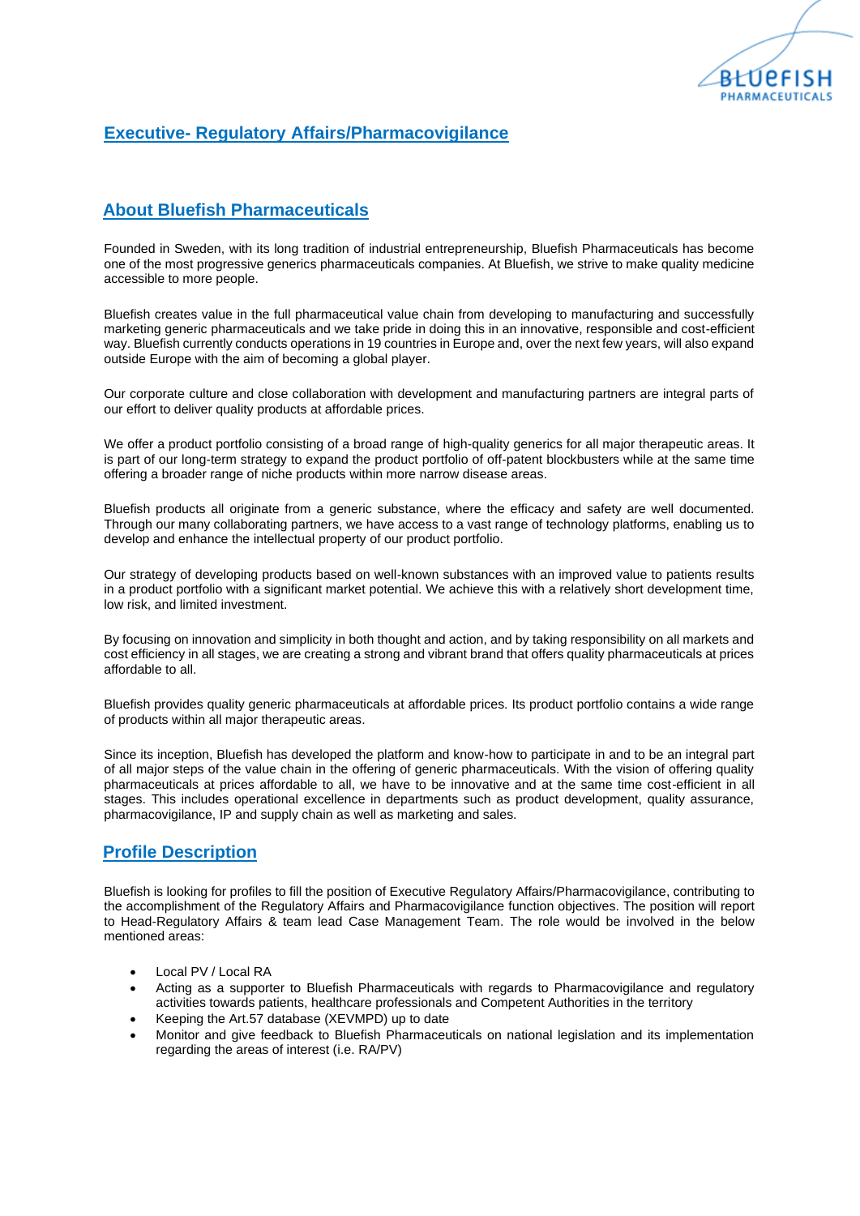# Executive- Regulatory Affairs/Pharmacovigilance

## About Bluefish Pharmaceuticals

Founded in Sweden, with its long tradition of industrial entrepreneurship, Bluefish Pharmaceuticals has become one of the most progressive generics pharmaceuticals companies. At Bluefish, we strive to make quality medicine accessible to more people.

Bluefish creates value in the full pharmaceutical value chain from developing to manufacturing and successfully marketing generic pharmaceuticals and we take pride in doing this in an innovative, responsible and cost-efficient way. Bluefish currently conducts operations in 19 countries in Europe and, over the next few years, will also expand outside Europe with the aim of becoming a global player.

Our corporate culture and close collaboration with development and manufacturing partners are integral parts of our effort to deliver quality products at affordable prices.

We offer a product portfolio consisting of a broad range of high-quality generics for all major therapeutic areas. It is part of our long-term strategy to expand the product portfolio of off-patent blockbusters while at the same time offering a broader range of niche products within more narrow disease areas.

Bluefish products all originate from a generic substance, where the efficacy and safety are well documented. Through our many collaborating partners, we have access to a vast range of technology platforms, enabling us to develop and enhance the intellectual property of our product portfolio.

Our strategy of developing products based on well-known substances with an improved value to patients results in a product portfolio with a significant market potential. We achieve this with a relatively short development time, low risk, and limited investment.

By focusing on innovation and simplicity in both thought and action, and by taking responsibility on all markets and cost efficiency in all stages, we are creating a strong and vibrant brand that offers quality pharmaceuticals at prices affordable to all.

Bluefish provides quality generic pharmaceuticals at affordable prices. Its product portfolio contains a wide range of products within all major therapeutic areas.

Since its inception, Bluefish has developed the platform and know-how to participate in and to be an integral part of all major steps of the value chain in the offering of generic pharmaceuticals. With the vision of offering quality pharmaceuticals at prices affordable to all, we have to be innovative and at the same time cost-efficient in all stages. This includes operational excellence in departments such as product development, quality assurance, pharmacovigilance, IP and supply chain as well as marketing and sales.

## Profile Description

Bluefish is looking for profiles to fill the position of Executive Regulatory Affairs/Pharmacovigilance, contributing to the accomplishment of the Regulatory Affairs and Pharmacovigilance function objectives. The position will report to Head-Regulatory Affairs & team lead Case Management Team. The role would be involved in the below mentioned areas:

- Local PV / Local RA
- Acting as a supporter to Bluefish Pharmaceuticals with regards to Pharmacovigilance and regulatory activities towards patients, healthcare professionals and Competent Authorities in the territory
- Keeping the Art.57 database (XEVMPD) up to date
- Monitor and give feedback to Bluefish Pharmaceuticals on national legislation and its implementation regarding the areas of interest (i.e. RA/PV)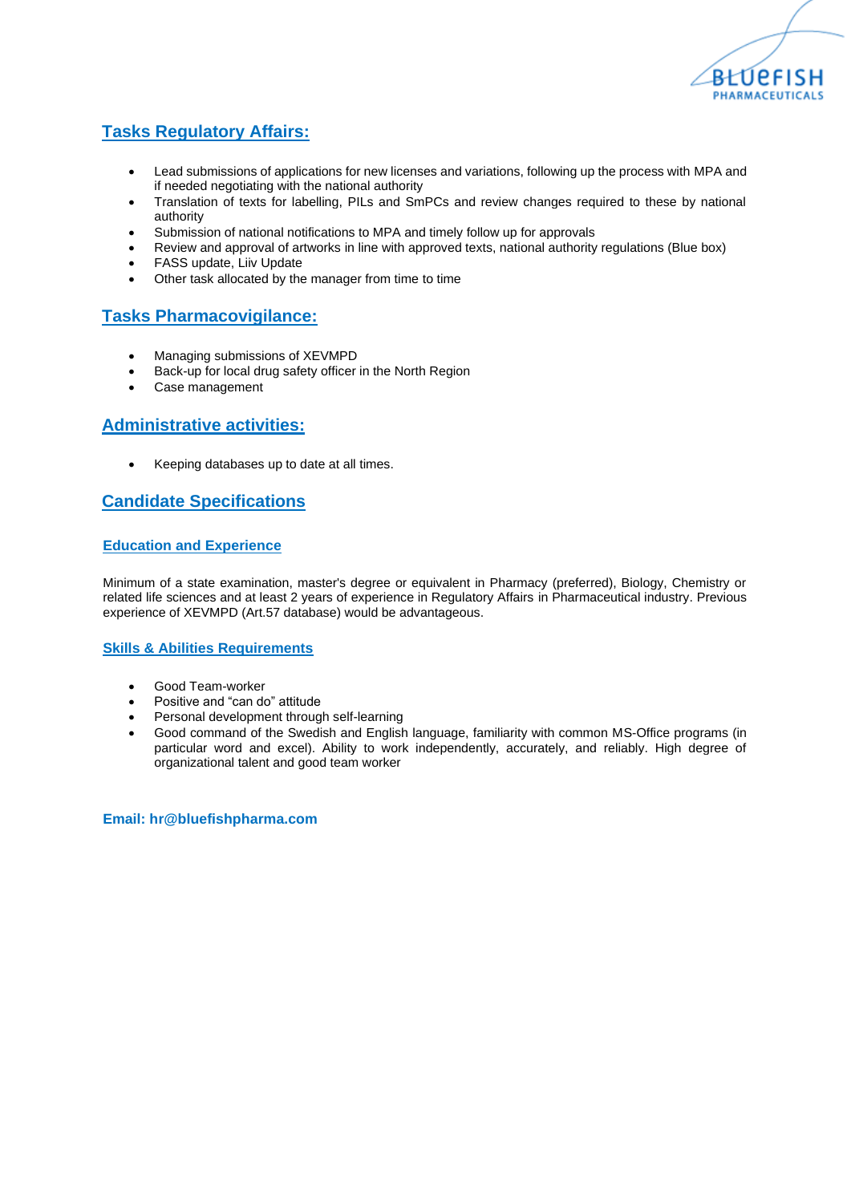## Tasks Regulatory Affairs:

- Lead submissions of applications for new licenses and variations, following up the process with MPA and if needed negotiating with the national authority
- Translation of texts for labelling, PILs and SmPCs and review changes required to these by national authority
- Submission of national notifications to MPA and timely follow up for approvals
- Review and approval of artworks in line with approved texts, national authority regulations (Blue box)
- FASS update, Liiv Update
- Other task allocated by the manager from time to time

## Tasks Pharmacovigilance:

- Managing submissions of XEVMPD
- Back-up for local drug safety officer in the North Region
- Case management

## Administrative activities:

- Keeping databases up to date at all times.

## Candidate Specifications

### Education and Experience

Minimum of a state examination, master's degree or equivalent in Pharmacy (preferred), Biology, Chemistry or related life sciences and at least 2 years of experience in Regulatory Affairs in Pharmaceutical industry. Previous experience of XEVMPD (Art.57 database) would be advantageous.

### Skills & Abilities Requirements

- Good Team-worker
- Positive and "can do" attitude
- Personal development through self-learning
- Good command of the Swedish and English language, familiarity with common MS-Office programs (in particular word and excel). Ability to work independently, accurately, and reliably. High degree of organizational talent and good team worker

**Email: hr@bluefishpharma.com**